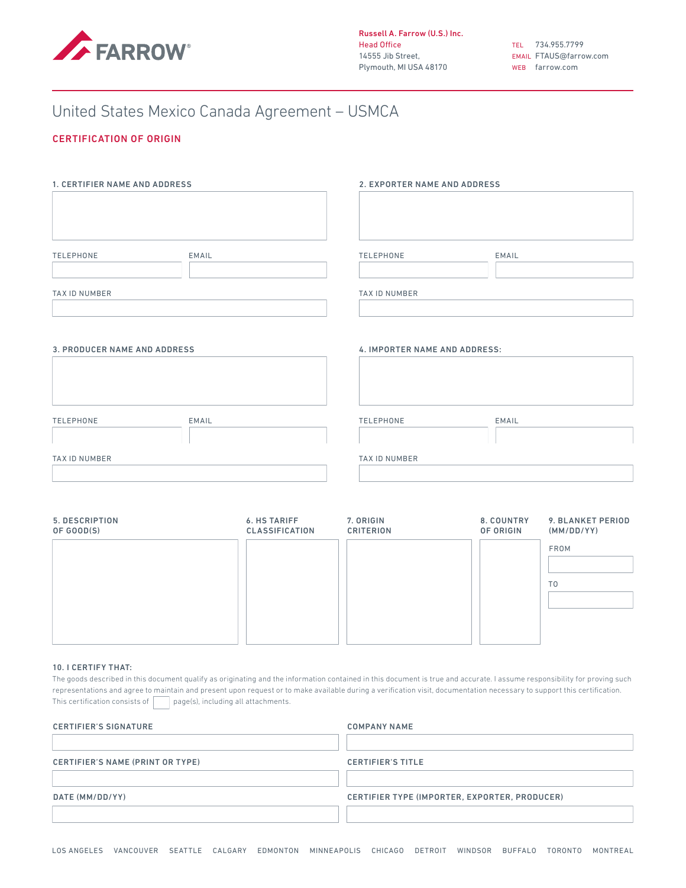FARROW®

**Russell A. Farrow (U.S.) Inc.**
Head Office
14555 Jib Street,
Plymouth, MI USA 48170

TEL 734.955.7799
EMAIL FTAUS@farrow.com
WEB farrow.com

# United States Mexico Canada Agreement – USMCA

## CERTIFICATION OF ORIGIN

**1. CERTIFIER NAME AND ADDRESS**

TELEPHONE

EMAIL

TAX ID NUMBER

**2. EXPORTER NAME AND ADDRESS**

TELEPHONE

EMAIL

TAX ID NUMBER

**3. PRODUCER NAME AND ADDRESS**

TELEPHONE

EMAIL

TAX ID NUMBER

**4. IMPORTER NAME AND ADDRESS:**

TELEPHONE

EMAIL

TAX ID NUMBER

| 5. DESCRIPTION OF GOOD(S) | 6. HS TARIFF CLASSIFICATION | 7. ORIGIN CRITERION | 8. COUNTRY OF ORIGIN | 9. BLANKET PERIOD (MM/DD/YY) |
|---|---|---|---|---|
| | | | | FROM |
| | | | | TO |

**10. I CERTIFY THAT:**

The goods described in this document qualify as originating and the information contained in this document is true and accurate. I assume responsibility for proving such representations and agree to maintain and present upon request or to make available during a verification visit, documentation necessary to support this certification. This certification consists of ☐ page(s), including all attachments.

**CERTIFIER'S SIGNATURE**

**COMPANY NAME**

**CERTIFIER'S NAME (PRINT OR TYPE)**

**CERTIFIER'S TITLE**

**DATE (MM/DD/YY)**

**CERTIFIER TYPE (IMPORTER, EXPORTER, PRODUCER)**

LOS ANGELES VANCOUVER SEATTLE CALGARY EDMONTON MINNEAPOLIS CHICAGO DETROIT WINDSOR BUFFALO TORONTO MONTREAL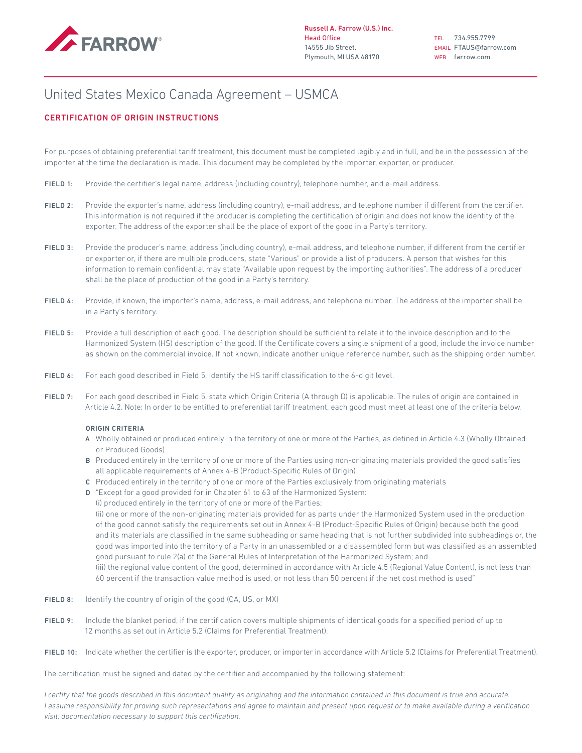Russell A. Farrow (U.S.) Inc.
Head Office
14555 Jib Street,
Plymouth, MI USA 48170

TEL 734.955.7799
EMAIL FTAUS@farrow.com
WEB farrow.com

# United States Mexico Canada Agreement – USMCA

## CERTIFICATION OF ORIGIN INSTRUCTIONS

For purposes of obtaining preferential tariff treatment, this document must be completed legibly and in full, and be in the possession of the importer at the time the declaration is made. This document may be completed by the importer, exporter, or producer.

**FIELD 1:** Provide the certifier's legal name, address (including country), telephone number, and e-mail address.

**FIELD 2:** Provide the exporter's name, address (including country), e-mail address, and telephone number if different from the certifier. This information is not required if the producer is completing the certification of origin and does not know the identity of the exporter. The address of the exporter shall be the place of export of the good in a Party's territory.

**FIELD 3:** Provide the producer's name, address (including country), e-mail address, and telephone number, if different from the certifier or exporter or, if there are multiple producers, state "Various" or provide a list of producers. A person that wishes for this information to remain confidential may state "Available upon request by the importing authorities". The address of a producer shall be the place of production of the good in a Party's territory.

**FIELD 4:** Provide, if known, the importer's name, address, e-mail address, and telephone number. The address of the importer shall be in a Party's territory.

**FIELD 5:** Provide a full description of each good. The description should be sufficient to relate it to the invoice description and to the Harmonized System (HS) description of the good. If the Certificate covers a single shipment of a good, include the invoice number as shown on the commercial invoice. If not known, indicate another unique reference number, such as the shipping order number.

**FIELD 6:** For each good described in Field 5, identify the HS tariff classification to the 6-digit level.

**FIELD 7:** For each good described in Field 5, state which Origin Criteria (A through D) is applicable. The rules of origin are contained in Article 4.2. Note: In order to be entitled to preferential tariff treatment, each good must meet at least one of the criteria below.

**ORIGIN CRITERIA**

- **A** Wholly obtained or produced entirely in the territory of one or more of the Parties, as defined in Article 4.3 (Wholly Obtained or Produced Goods)
- **B** Produced entirely in the territory of one or more of the Parties using non-originating materials provided the good satisfies all applicable requirements of Annex 4-B (Product-Specific Rules of Origin)
- **C** Produced entirely in the territory of one or more of the Parties exclusively from originating materials
- **D** "Except for a good provided for in Chapter 61 to 63 of the Harmonized System:
  (i) produced entirely in the territory of one or more of the Parties;
  (ii) one or more of the non-originating materials provided for as parts under the Harmonized System used in the production of the good cannot satisfy the requirements set out in Annex 4-B (Product-Specific Rules of Origin) because both the good and its materials are classified in the same subheading or same heading that is not further subdivided into subheadings or, the good was imported into the territory of a Party in an unassembled or a disassembled form but was classified as an assembled good pursuant to rule 2(a) of the General Rules of Interpretation of the Harmonized System; and
  (iii) the regional value content of the good, determined in accordance with Article 4.5 (Regional Value Content), is not less than 60 percent if the transaction value method is used, or not less than 50 percent if the net cost method is used"

**FIELD 8:** Identify the country of origin of the good (CA, US, or MX)

**FIELD 9:** Include the blanket period, if the certification covers multiple shipments of identical goods for a specified period of up to 12 months as set out in Article 5.2 (Claims for Preferential Treatment).

**FIELD 10:** Indicate whether the certifier is the exporter, producer, or importer in accordance with Article 5.2 (Claims for Preferential Treatment).

The certification must be signed and dated by the certifier and accompanied by the following statement:

*I certify that the goods described in this document qualify as originating and the information contained in this document is true and accurate. I assume responsibility for proving such representations and agree to maintain and present upon request or to make available during a verification visit, documentation necessary to support this certification.*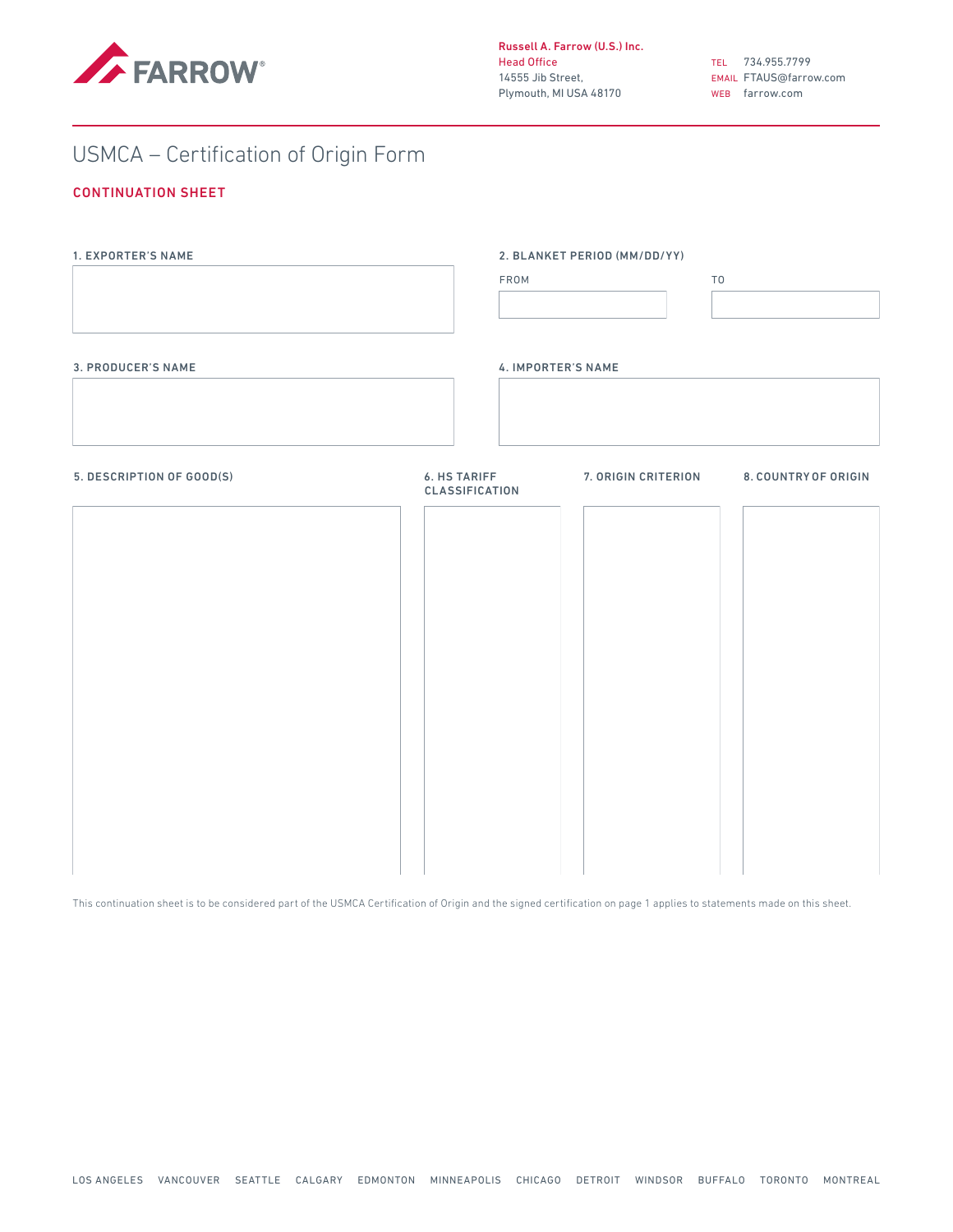FARROW®

**Russell A. Farrow (U.S.) Inc.**
Head Office
14555 Jib Street,
Plymouth, MI USA 48170

TEL 734.955.7799
EMAIL FTAUS@farrow.com
WEB farrow.com

# USMCA – Certification of Origin Form

## CONTINUATION SHEET

**1. EXPORTER'S NAME**

**2. BLANKET PERIOD (MM/DD/YY)**

FROM

TO

**3. PRODUCER'S NAME**

**4. IMPORTER'S NAME**

| 5. DESCRIPTION OF GOOD(S) | 6. HS TARIFF CLASSIFICATION | 7. ORIGIN CRITERION | 8. COUNTRY OF ORIGIN |
|---|---|---|---|
| | | | |

This continuation sheet is to be considered part of the USMCA Certification of Origin and the signed certification on page 1 applies to statements made on this sheet.

LOS ANGELES VANCOUVER SEATTLE CALGARY EDMONTON MINNEAPOLIS CHICAGO DETROIT WINDSOR BUFFALO TORONTO MONTREAL